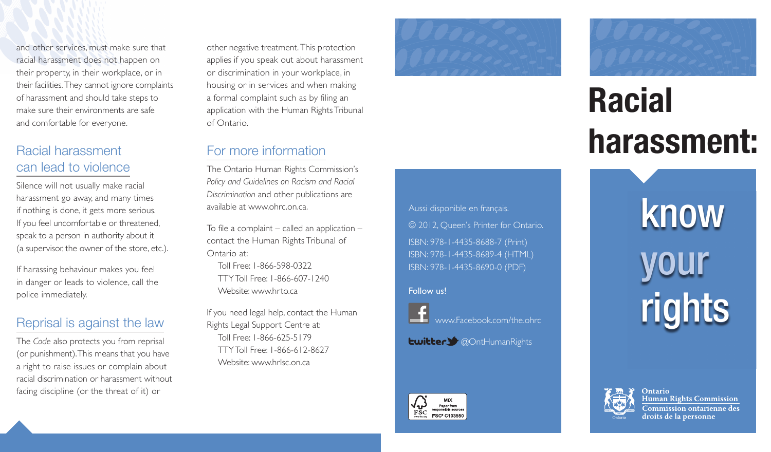and other services, must make sure that racial harassment does not happen on their property, in their workplace, or in their facilities. They cannot ignore complaints of harassment and should take steps to make sure their environments are safe and comfortable for everyone.

## Racial harassment can lead to violence

Silence will not usually make racial harassment go away, and many times if nothing is done, it gets more serious. If you feel uncomfortable or threatened, speak to a person in authority about it (a supervisor, the owner of the store, etc.).

If harassing behaviour makes you feel in danger or leads to violence, call the police immediately.

## Reprisal is against the law

The *Code* also protects you from reprisal (or punishment). This means that you have a right to raise issues or complain about racial discrimination or harassment without facing discipline (or the threat of it) or other negative treatment. This protection applies if you speak out about harassment or discrimination in your workplace, in housing or in services and when making a formal complaint such as by filing an application with the Human Rights Tribunal of Ontario.

## For more information

The Ontario Human Rights Commission's *Policy and Guidelines on Racism and Racial Discrimination* and other publications are available at www.ohrc.on.ca.

To file a complaint – called an application – contact the Human Rights Tribunal of Ontario at:

Toll Free: 1-866-598-0322
TTY Toll Free: 1-866-607-1240
Website: www.hrto.ca

If you need legal help, contact the Human Rights Legal Support Centre at:

Toll Free: 1-866-625-5179
TTY Toll Free: 1-866-612-8627
Website: www.hrlsc.on.ca

Aussi disponible en français.

© 2012, Queen's Printer for Ontario.

ISBN: 978-1-4435-8688-7 (Print)
ISBN: 978-1-4435-8689-4 (HTML)
ISBN: 978-1-4435-8690-0 (PDF)

**Follow us!**

www.Facebook.com/the.ohrc

twitter @OntHumanRights

MIX Paper from responsible sources FSC® C103550

# Racial harassment:

# know your rights

Ontario
Human Rights Commission
Commission ontarienne des droits de la personne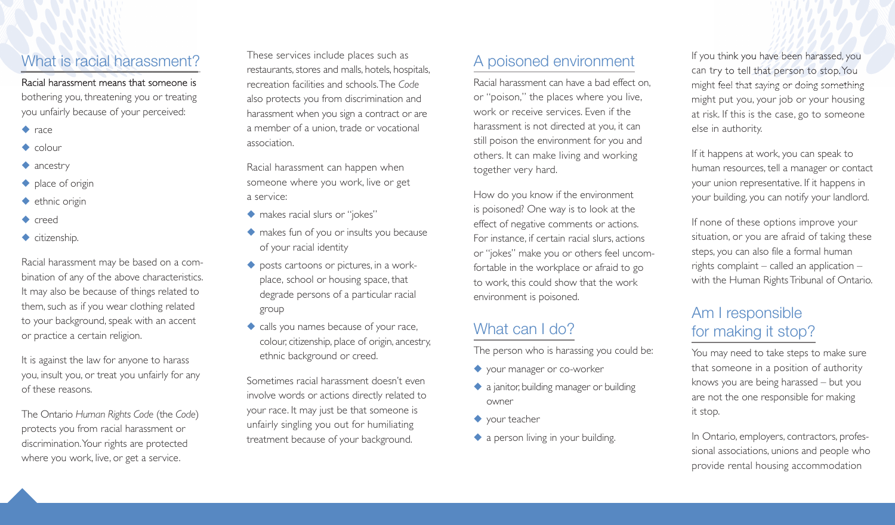## What is racial harassment?

Racial harassment means that someone is bothering you, threatening you or treating you unfairly because of your perceived:

- race
- colour
- ancestry
- place of origin
- ethnic origin
- creed
- citizenship.

Racial harassment may be based on a combination of any of the above characteristics. It may also be because of things related to them, such as if you wear clothing related to your background, speak with an accent or practice a certain religion.

It is against the law for anyone to harass you, insult you, or treat you unfairly for any of these reasons.

The Ontario *Human Rights Code* (the *Code*) protects you from racial harassment or discrimination. Your rights are protected where you work, live, or get a service.

These services include places such as restaurants, stores and malls, hotels, hospitals, recreation facilities and schools. The *Code* also protects you from discrimination and harassment when you sign a contract or are a member of a union, trade or vocational association.

Racial harassment can happen when someone where you work, live or get a service:

- makes racial slurs or "jokes"
- makes fun of you or insults you because of your racial identity
- posts cartoons or pictures, in a workplace, school or housing space, that degrade persons of a particular racial group
- calls you names because of your race, colour, citizenship, place of origin, ancestry, ethnic background or creed.

Sometimes racial harassment doesn't even involve words or actions directly related to your race. It may just be that someone is unfairly singling you out for humiliating treatment because of your background.

## A poisoned environment

Racial harassment can have a bad effect on, or "poison," the places where you live, work or receive services. Even if the harassment is not directed at you, it can still poison the environment for you and others. It can make living and working together very hard.

How do you know if the environment is poisoned? One way is to look at the effect of negative comments or actions. For instance, if certain racial slurs, actions or "jokes" make you or others feel uncomfortable in the workplace or afraid to go to work, this could show that the work environment is poisoned.

## What can I do?

The person who is harassing you could be:

- your manager or co-worker
- a janitor, building manager or building owner
- your teacher
- a person living in your building.

If you think you have been harassed, you can try to tell that person to stop. You might feel that saying or doing something might put you, your job or your housing at risk. If this is the case, go to someone else in authority.

If it happens at work, you can speak to human resources, tell a manager or contact your union representative. If it happens in your building, you can notify your landlord.

If none of these options improve your situation, or you are afraid of taking these steps, you can also file a formal human rights complaint – called an application – with the Human Rights Tribunal of Ontario.

## Am I responsible for making it stop?

You may need to take steps to make sure that someone in a position of authority knows you are being harassed – but you are not the one responsible for making it stop.

In Ontario, employers, contractors, professional associations, unions and people who provide rental housing accommodation